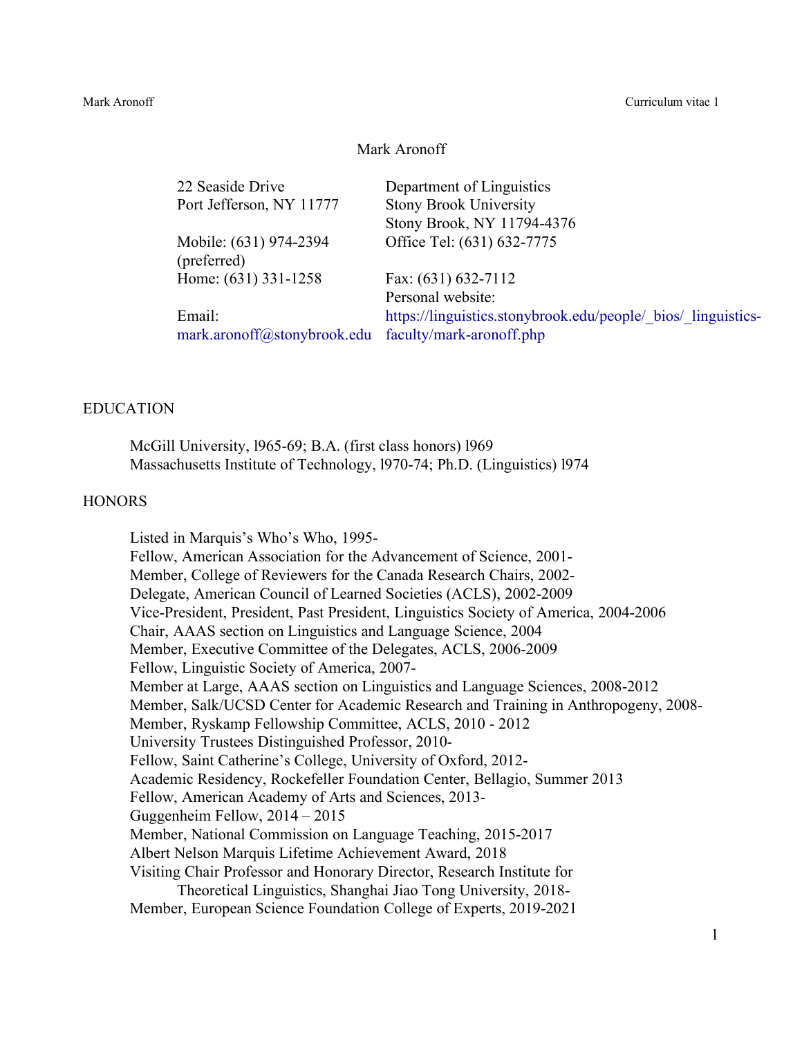# Mark Aronoff

22 Seaside Drive
Port Jefferson, NY 11777

Mobile: (631) 974-2394 (preferred)
Home: (631) 331-1258

Email: mark.aronoff@stonybrook.edu

Department of Linguistics
Stony Brook University
Stony Brook, NY 11794-4376
Office Tel: (631) 632-7775

Fax: (631) 632-7112
Personal website: https://linguistics.stonybrook.edu/people/_bios/_linguistics-faculty/mark-aronoff.php

## EDUCATION

McGill University, l965-69; B.A. (first class honors) l969
Massachusetts Institute of Technology, l970-74; Ph.D. (Linguistics) l974

## HONORS

Listed in Marquis's Who's Who, 1995-
Fellow, American Association for the Advancement of Science, 2001-
Member, College of Reviewers for the Canada Research Chairs, 2002-
Delegate, American Council of Learned Societies (ACLS), 2002-2009
Vice-President, President, Past President, Linguistics Society of America, 2004-2006
Chair, AAAS section on Linguistics and Language Science, 2004
Member, Executive Committee of the Delegates, ACLS, 2006-2009
Fellow, Linguistic Society of America, 2007-
Member at Large, AAAS section on Linguistics and Language Sciences, 2008-2012
Member, Salk/UCSD Center for Academic Research and Training in Anthropogeny, 2008-
Member, Ryskamp Fellowship Committee, ACLS, 2010 - 2012
University Trustees Distinguished Professor, 2010-
Fellow, Saint Catherine's College, University of Oxford, 2012-
Academic Residency, Rockefeller Foundation Center, Bellagio, Summer 2013
Fellow, American Academy of Arts and Sciences, 2013-
Guggenheim Fellow, 2014 – 2015
Member, National Commission on Language Teaching, 2015-2017
Albert Nelson Marquis Lifetime Achievement Award, 2018
Visiting Chair Professor and Honorary Director, Research Institute for Theoretical Linguistics, Shanghai Jiao Tong University, 2018-
Member, European Science Foundation College of Experts, 2019-2021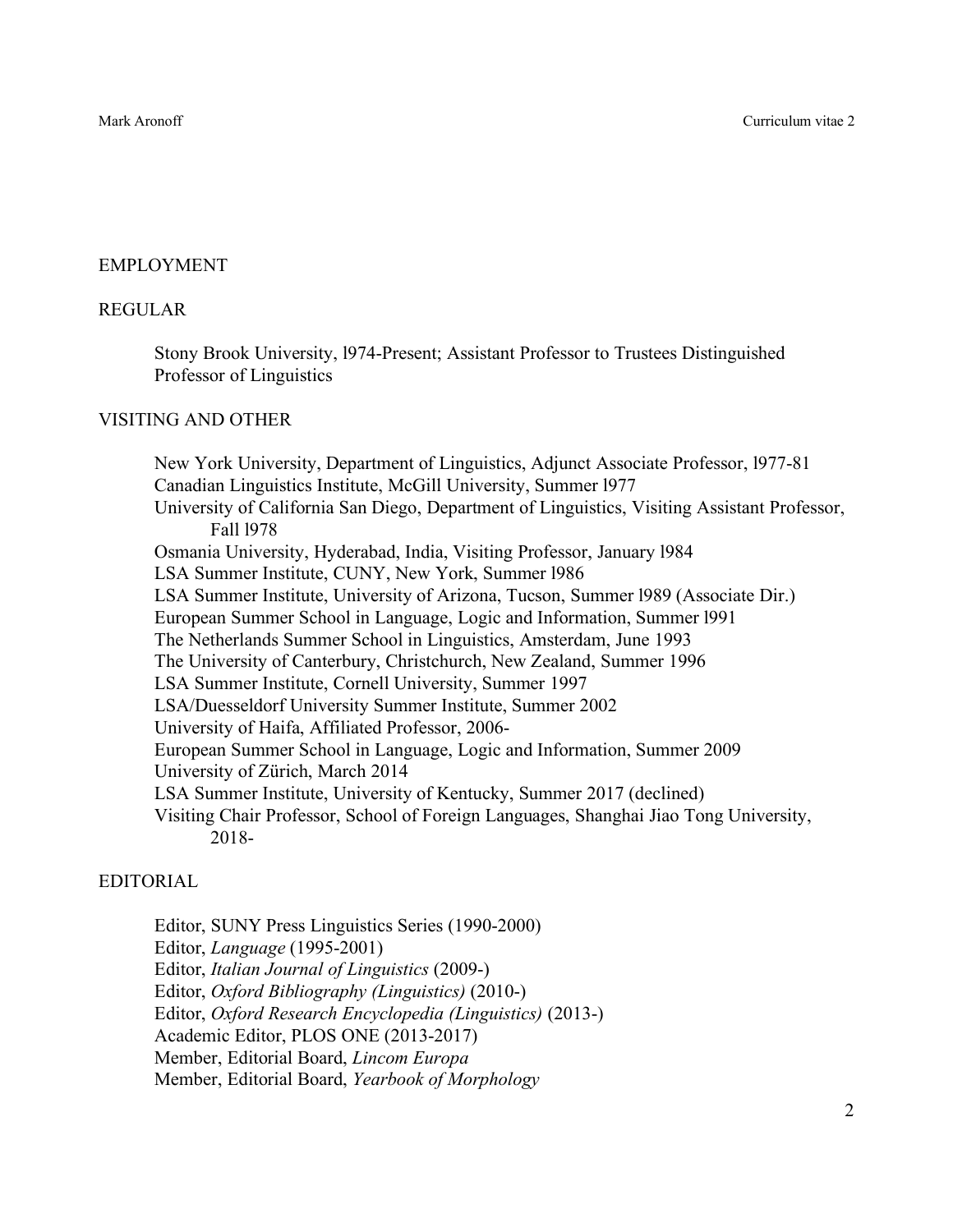## EMPLOYMENT

### REGULAR

Stony Brook University, l974-Present; Assistant Professor to Trustees Distinguished Professor of Linguistics

### VISITING AND OTHER

New York University, Department of Linguistics, Adjunct Associate Professor, l977-81
Canadian Linguistics Institute, McGill University, Summer l977
University of California San Diego, Department of Linguistics, Visiting Assistant Professor, Fall l978
Osmania University, Hyderabad, India, Visiting Professor, January l984
LSA Summer Institute, CUNY, New York, Summer l986
LSA Summer Institute, University of Arizona, Tucson, Summer l989 (Associate Dir.)
European Summer School in Language, Logic and Information, Summer l991
The Netherlands Summer School in Linguistics, Amsterdam, June 1993
The University of Canterbury, Christchurch, New Zealand, Summer 1996
LSA Summer Institute, Cornell University, Summer 1997
LSA/Duesseldorf University Summer Institute, Summer 2002
University of Haifa, Affiliated Professor, 2006-
European Summer School in Language, Logic and Information, Summer 2009
University of Zürich, March 2014
LSA Summer Institute, University of Kentucky, Summer 2017 (declined)
Visiting Chair Professor, School of Foreign Languages, Shanghai Jiao Tong University, 2018-

## EDITORIAL

Editor, SUNY Press Linguistics Series (1990-2000)
Editor, *Language* (1995-2001)
Editor, *Italian Journal of Linguistics* (2009-)
Editor, *Oxford Bibliography (Linguistics)* (2010-)
Editor, *Oxford Research Encyclopedia (Linguistics)* (2013-)
Academic Editor, PLOS ONE (2013-2017)
Member, Editorial Board, *Lincom Europa*
Member, Editorial Board, *Yearbook of Morphology*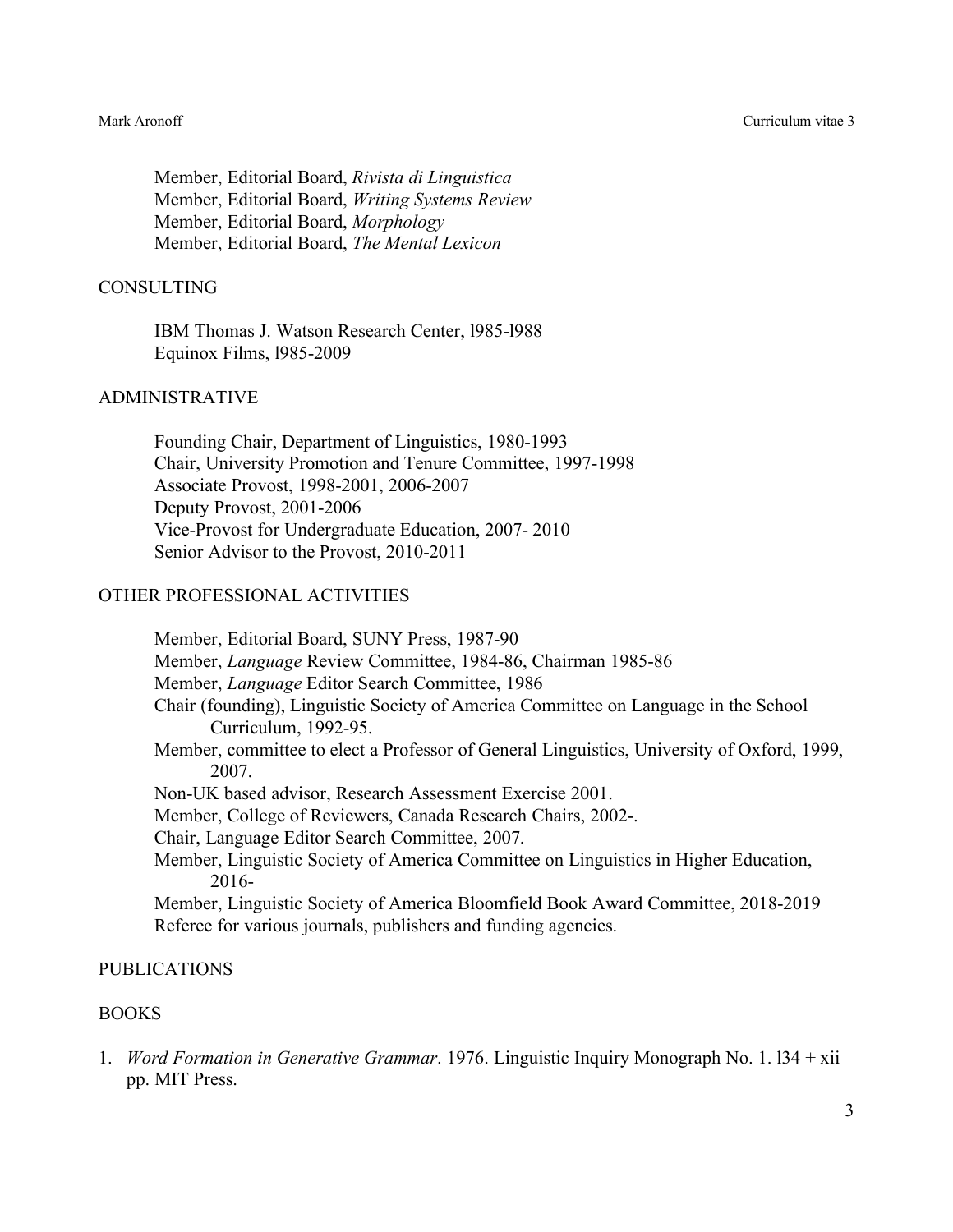Member, Editorial Board, *Rivista di Linguistica*
Member, Editorial Board, *Writing Systems Review*
Member, Editorial Board, *Morphology*
Member, Editorial Board, *The Mental Lexicon*

## CONSULTING

IBM Thomas J. Watson Research Center, l985-l988
Equinox Films, l985-2009

## ADMINISTRATIVE

Founding Chair, Department of Linguistics, 1980-1993
Chair, University Promotion and Tenure Committee, 1997-1998
Associate Provost, 1998-2001, 2006-2007
Deputy Provost, 2001-2006
Vice-Provost for Undergraduate Education, 2007- 2010
Senior Advisor to the Provost, 2010-2011

## OTHER PROFESSIONAL ACTIVITIES

Member, Editorial Board, SUNY Press, 1987-90
Member, *Language* Review Committee, 1984-86, Chairman 1985-86
Member, *Language* Editor Search Committee, 1986
Chair (founding), Linguistic Society of America Committee on Language in the School Curriculum, 1992-95.
Member, committee to elect a Professor of General Linguistics, University of Oxford, 1999, 2007.
Non-UK based advisor, Research Assessment Exercise 2001.
Member, College of Reviewers, Canada Research Chairs, 2002-.
Chair, Language Editor Search Committee, 2007.
Member, Linguistic Society of America Committee on Linguistics in Higher Education, 2016-
Member, Linguistic Society of America Bloomfield Book Award Committee, 2018-2019
Referee for various journals, publishers and funding agencies.

## PUBLICATIONS

## BOOKS

1. *Word Formation in Generative Grammar*. 1976. Linguistic Inquiry Monograph No. 1. l34 + xii pp. MIT Press.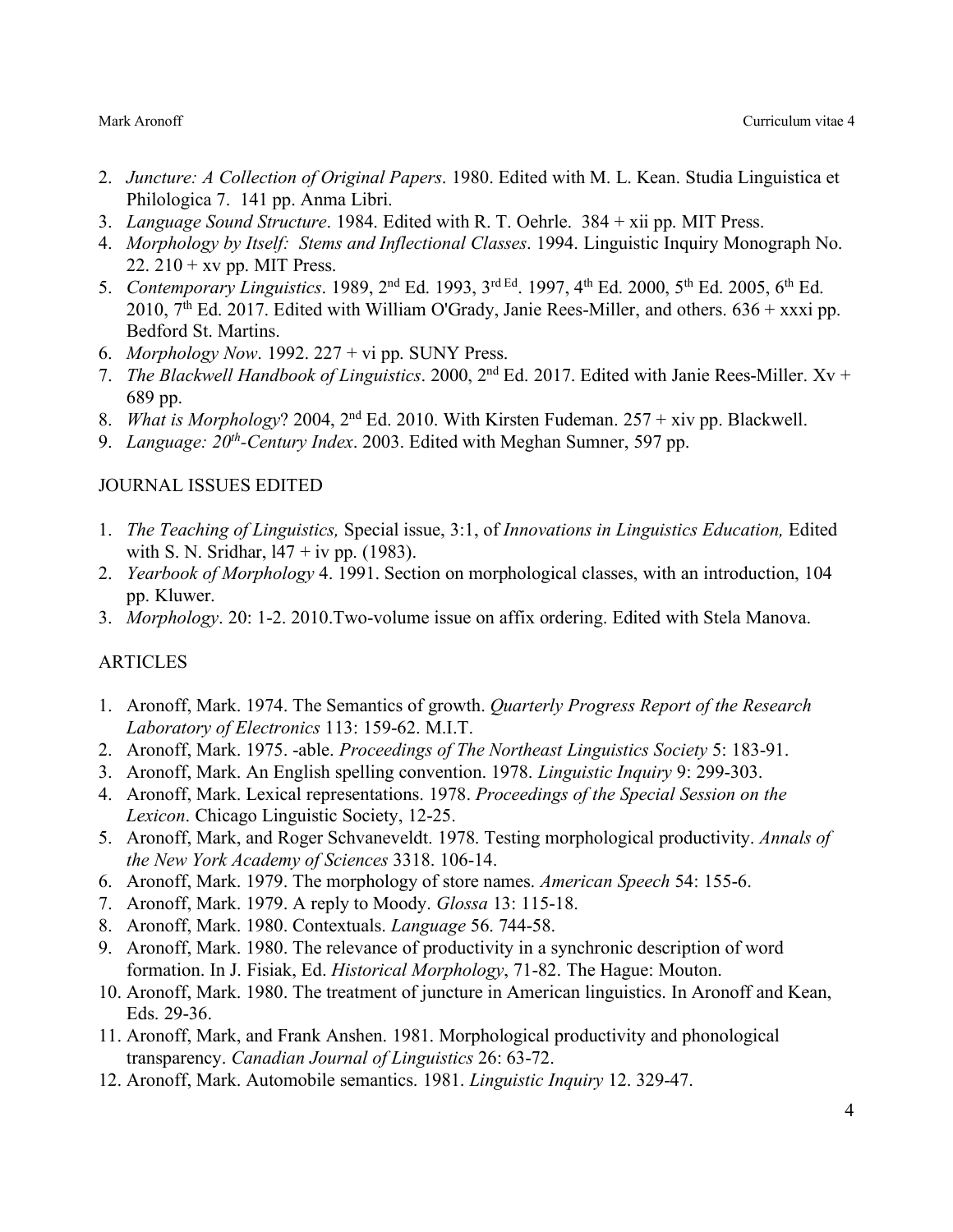2. *Juncture: A Collection of Original Papers*. 1980. Edited with M. L. Kean. Studia Linguistica et Philologica 7. 141 pp. Anma Libri.
3. *Language Sound Structure*. 1984. Edited with R. T. Oehrle. 384 + xii pp. MIT Press.
4. *Morphology by Itself: Stems and Inflectional Classes*. 1994. Linguistic Inquiry Monograph No. 22. 210 + xv pp. MIT Press.
5. *Contemporary Linguistics*. 1989, 2nd Ed. 1993, 3rd Ed. 1997, 4th Ed. 2000, 5th Ed. 2005, 6th Ed. 2010, 7th Ed. 2017. Edited with William O'Grady, Janie Rees-Miller, and others. 636 + xxxi pp. Bedford St. Martins.
6. *Morphology Now*. 1992. 227 + vi pp. SUNY Press.
7. *The Blackwell Handbook of Linguistics*. 2000, 2nd Ed. 2017. Edited with Janie Rees-Miller. Xv + 689 pp.
8. *What is Morphology*? 2004, 2nd Ed. 2010. With Kirsten Fudeman. 257 + xiv pp. Blackwell.
9. *Language: 20th-Century Index*. 2003. Edited with Meghan Sumner, 597 pp.

## JOURNAL ISSUES EDITED

1. *The Teaching of Linguistics,* Special issue, 3:1, of *Innovations in Linguistics Education,* Edited with S. N. Sridhar, l47 + iv pp. (1983).
2. *Yearbook of Morphology* 4. 1991. Section on morphological classes, with an introduction, 104 pp. Kluwer.
3. *Morphology*. 20: 1-2. 2010.Two-volume issue on affix ordering. Edited with Stela Manova.

## ARTICLES

1. Aronoff, Mark. 1974. The Semantics of growth. *Quarterly Progress Report of the Research Laboratory of Electronics* 113: 159-62. M.I.T.
2. Aronoff, Mark. 1975. -able. *Proceedings of The Northeast Linguistics Society* 5: 183-91.
3. Aronoff, Mark. An English spelling convention. 1978. *Linguistic Inquiry* 9: 299-303.
4. Aronoff, Mark. Lexical representations. 1978. *Proceedings of the Special Session on the Lexicon*. Chicago Linguistic Society, 12-25.
5. Aronoff, Mark, and Roger Schvaneveldt. 1978. Testing morphological productivity. *Annals of the New York Academy of Sciences* 3318. 106-14.
6. Aronoff, Mark. 1979. The morphology of store names. *American Speech* 54: 155-6.
7. Aronoff, Mark. 1979. A reply to Moody. *Glossa* 13: 115-18.
8. Aronoff, Mark. 1980. Contextuals. *Language* 56. 744-58.
9. Aronoff, Mark. 1980. The relevance of productivity in a synchronic description of word formation. In J. Fisiak, Ed. *Historical Morphology*, 71-82. The Hague: Mouton.
10. Aronoff, Mark. 1980. The treatment of juncture in American linguistics. In Aronoff and Kean, Eds. 29-36.
11. Aronoff, Mark, and Frank Anshen. 1981. Morphological productivity and phonological transparency. *Canadian Journal of Linguistics* 26: 63-72.
12. Aronoff, Mark. Automobile semantics. 1981. *Linguistic Inquiry* 12. 329-47.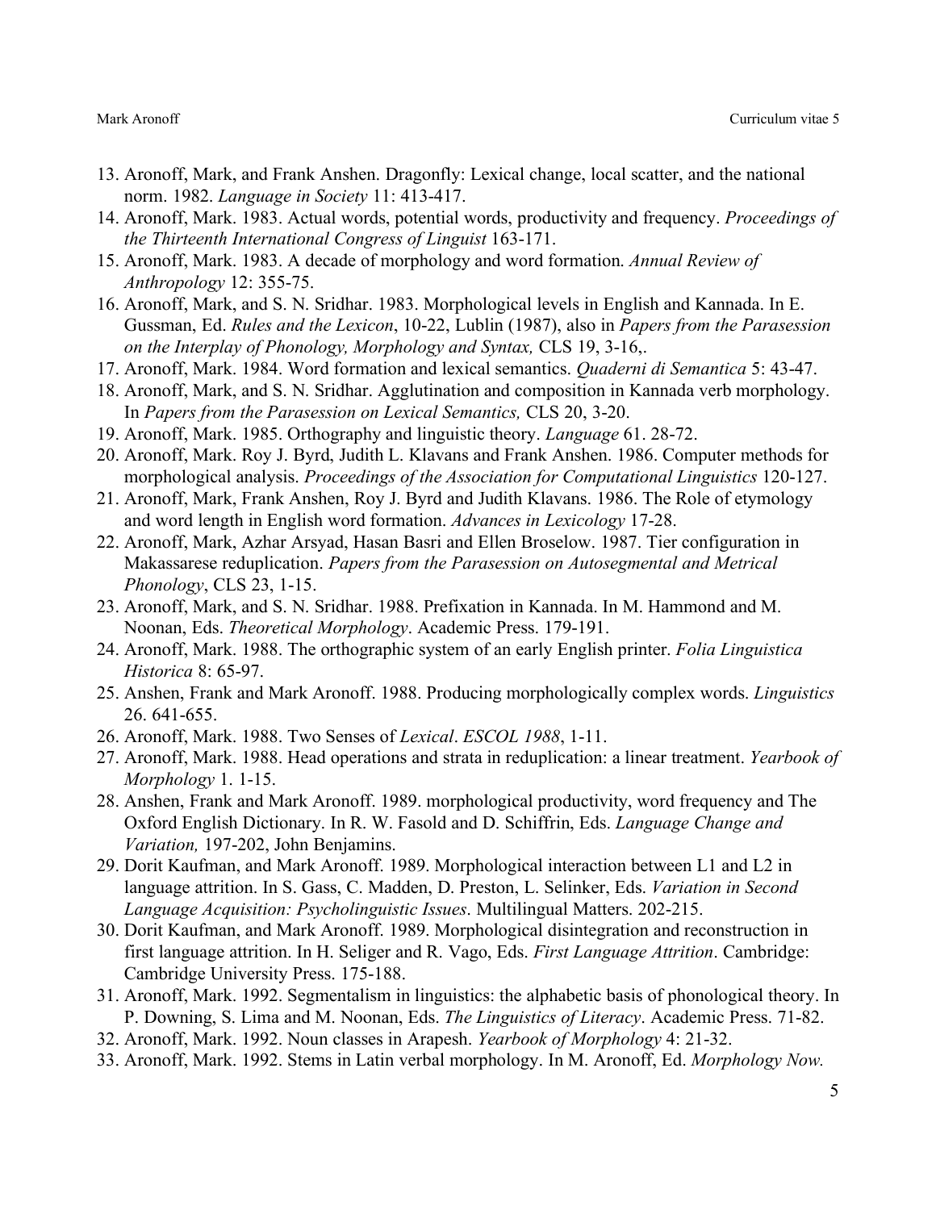13. Aronoff, Mark, and Frank Anshen. Dragonfly: Lexical change, local scatter, and the national norm. 1982. *Language in Society* 11: 413-417.
14. Aronoff, Mark. 1983. Actual words, potential words, productivity and frequency. *Proceedings of the Thirteenth International Congress of Linguist* 163-171.
15. Aronoff, Mark. 1983. A decade of morphology and word formation. *Annual Review of Anthropology* 12: 355-75.
16. Aronoff, Mark, and S. N. Sridhar. 1983. Morphological levels in English and Kannada. In E. Gussman, Ed. *Rules and the Lexicon*, 10-22, Lublin (1987), also in *Papers from the Parasession on the Interplay of Phonology, Morphology and Syntax,* CLS 19, 3-16,.
17. Aronoff, Mark. 1984. Word formation and lexical semantics. *Quaderni di Semantica* 5: 43-47.
18. Aronoff, Mark, and S. N. Sridhar. Agglutination and composition in Kannada verb morphology. In *Papers from the Parasession on Lexical Semantics,* CLS 20, 3-20.
19. Aronoff, Mark. 1985. Orthography and linguistic theory. *Language* 61. 28-72.
20. Aronoff, Mark. Roy J. Byrd, Judith L. Klavans and Frank Anshen. 1986. Computer methods for morphological analysis. *Proceedings of the Association for Computational Linguistics* 120-127.
21. Aronoff, Mark, Frank Anshen, Roy J. Byrd and Judith Klavans. 1986. The Role of etymology and word length in English word formation. *Advances in Lexicology* 17-28.
22. Aronoff, Mark, Azhar Arsyad, Hasan Basri and Ellen Broselow. 1987. Tier configuration in Makassarese reduplication. *Papers from the Parasession on Autosegmental and Metrical Phonology*, CLS 23, 1-15.
23. Aronoff, Mark, and S. N. Sridhar. 1988. Prefixation in Kannada. In M. Hammond and M. Noonan, Eds. *Theoretical Morphology*. Academic Press. 179-191.
24. Aronoff, Mark. 1988. The orthographic system of an early English printer. *Folia Linguistica Historica* 8: 65-97.
25. Anshen, Frank and Mark Aronoff. 1988. Producing morphologically complex words. *Linguistics* 26. 641-655.
26. Aronoff, Mark. 1988. Two Senses of *Lexical*. *ESCOL 1988*, 1-11.
27. Aronoff, Mark. 1988. Head operations and strata in reduplication: a linear treatment. *Yearbook of Morphology* 1. 1-15.
28. Anshen, Frank and Mark Aronoff. 1989. morphological productivity, word frequency and The Oxford English Dictionary. In R. W. Fasold and D. Schiffrin, Eds. *Language Change and Variation,* 197-202, John Benjamins.
29. Dorit Kaufman, and Mark Aronoff. 1989. Morphological interaction between L1 and L2 in language attrition. In S. Gass, C. Madden, D. Preston, L. Selinker, Eds. *Variation in Second Language Acquisition: Psycholinguistic Issues*. Multilingual Matters. 202-215.
30. Dorit Kaufman, and Mark Aronoff. 1989. Morphological disintegration and reconstruction in first language attrition. In H. Seliger and R. Vago, Eds. *First Language Attrition*. Cambridge: Cambridge University Press. 175-188.
31. Aronoff, Mark. 1992. Segmentalism in linguistics: the alphabetic basis of phonological theory. In P. Downing, S. Lima and M. Noonan, Eds. *The Linguistics of Literacy*. Academic Press. 71-82.
32. Aronoff, Mark. 1992. Noun classes in Arapesh. *Yearbook of Morphology* 4: 21-32.
33. Aronoff, Mark. 1992. Stems in Latin verbal morphology. In M. Aronoff, Ed. *Morphology Now.*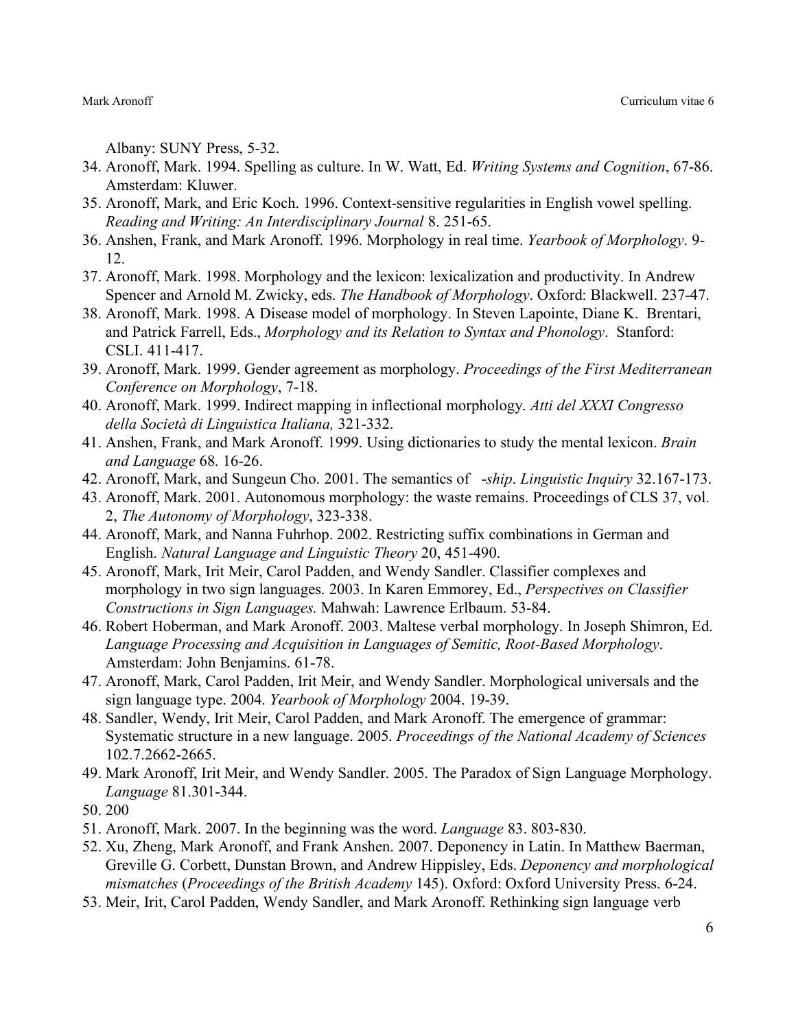Albany: SUNY Press, 5-32.

34. Aronoff, Mark. 1994. Spelling as culture. In W. Watt, Ed. *Writing Systems and Cognition*, 67-86. Amsterdam: Kluwer.
35. Aronoff, Mark, and Eric Koch. 1996. Context-sensitive regularities in English vowel spelling. *Reading and Writing: An Interdisciplinary Journal* 8. 251-65.
36. Anshen, Frank, and Mark Aronoff. 1996. Morphology in real time. *Yearbook of Morphology*. 9-12.
37. Aronoff, Mark. 1998. Morphology and the lexicon: lexicalization and productivity. In Andrew Spencer and Arnold M. Zwicky, eds. *The Handbook of Morphology*. Oxford: Blackwell. 237-47.
38. Aronoff, Mark. 1998. A Disease model of morphology. In Steven Lapointe, Diane K. Brentari, and Patrick Farrell, Eds., *Morphology and its Relation to Syntax and Phonology*. Stanford: CSLI. 411-417.
39. Aronoff, Mark. 1999. Gender agreement as morphology. *Proceedings of the First Mediterranean Conference on Morphology*, 7-18.
40. Aronoff, Mark. 1999. Indirect mapping in inflectional morphology. *Atti del XXXI Congresso della Società di Linguistica Italiana,* 321-332.
41. Anshen, Frank, and Mark Aronoff. 1999. Using dictionaries to study the mental lexicon. *Brain and Language* 68. 16-26.
42. Aronoff, Mark, and Sungeun Cho. 2001. The semantics of *-ship*. *Linguistic Inquiry* 32.167-173.
43. Aronoff, Mark. 2001. Autonomous morphology: the waste remains. Proceedings of CLS 37, vol. 2, *The Autonomy of Morphology*, 323-338.
44. Aronoff, Mark, and Nanna Fuhrhop. 2002. Restricting suffix combinations in German and English. *Natural Language and Linguistic Theory* 20, 451-490.
45. Aronoff, Mark, Irit Meir, Carol Padden, and Wendy Sandler. Classifier complexes and morphology in two sign languages. 2003. In Karen Emmorey, Ed., *Perspectives on Classifier Constructions in Sign Languages.* Mahwah: Lawrence Erlbaum. 53-84.
46. Robert Hoberman, and Mark Aronoff. 2003. Maltese verbal morphology. In Joseph Shimron, Ed. *Language Processing and Acquisition in Languages of Semitic, Root-Based Morphology*. Amsterdam: John Benjamins. 61-78.
47. Aronoff, Mark, Carol Padden, Irit Meir, and Wendy Sandler. Morphological universals and the sign language type. 2004. *Yearbook of Morphology* 2004. 19-39.
48. Sandler, Wendy, Irit Meir, Carol Padden, and Mark Aronoff. The emergence of grammar: Systematic structure in a new language. 2005. *Proceedings of the National Academy of Sciences* 102.7.2662-2665.
49. Mark Aronoff, Irit Meir, and Wendy Sandler. 2005. The Paradox of Sign Language Morphology. *Language* 81.301-344.
50. 200
51. Aronoff, Mark. 2007. In the beginning was the word. *Language* 83. 803-830.
52. Xu, Zheng, Mark Aronoff, and Frank Anshen. 2007. Deponency in Latin. In Matthew Baerman, Greville G. Corbett, Dunstan Brown, and Andrew Hippisley, Eds. *Deponency and morphological mismatches* (*Proceedings of the British Academy* 145). Oxford: Oxford University Press. 6-24.
53. Meir, Irit, Carol Padden, Wendy Sandler, and Mark Aronoff. Rethinking sign language verb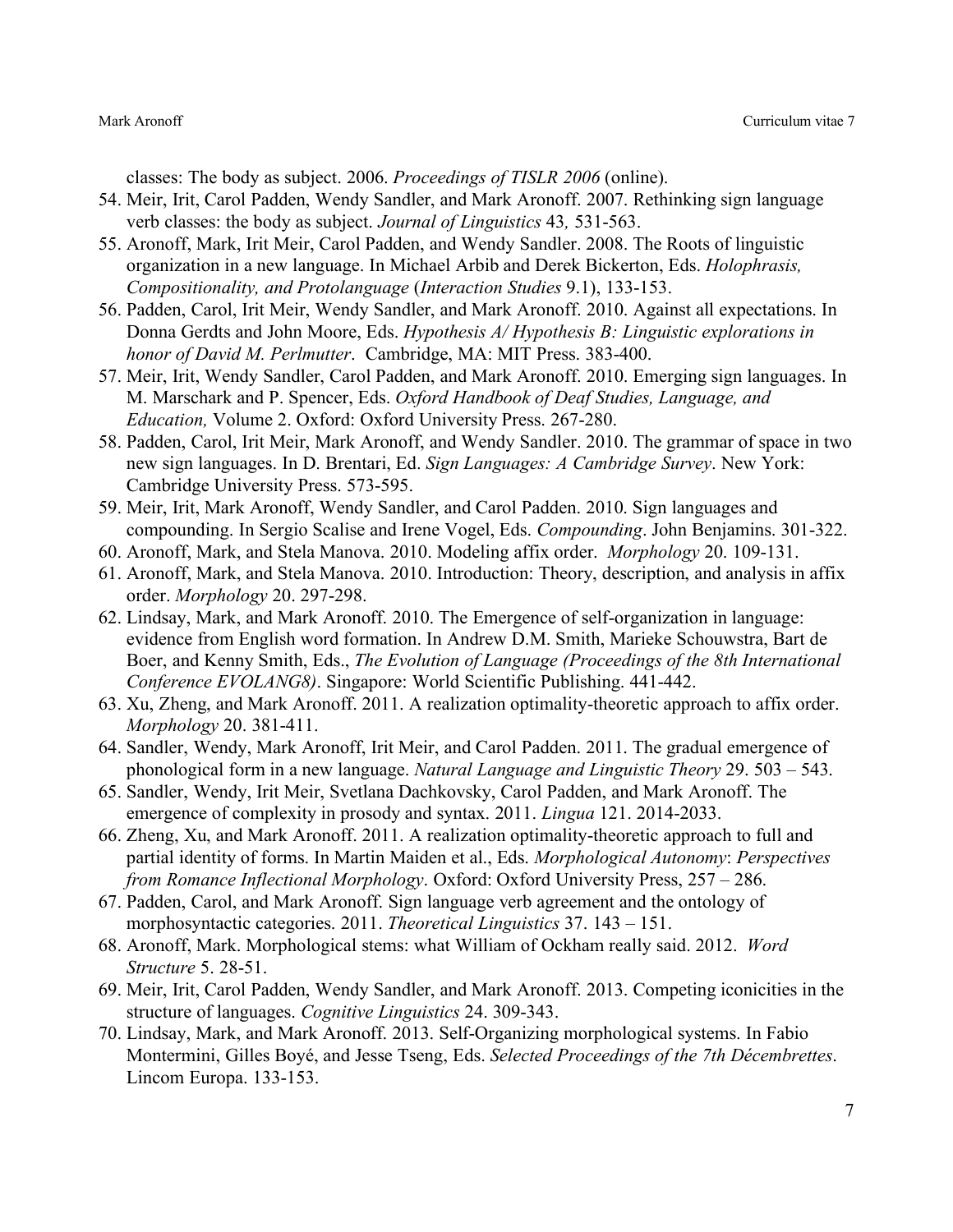classes: The body as subject. 2006. *Proceedings of TISLR 2006* (online).

54. Meir, Irit, Carol Padden, Wendy Sandler, and Mark Aronoff. 2007. Rethinking sign language verb classes: the body as subject. *Journal of Linguistics* 43*,* 531-563.
55. Aronoff, Mark, Irit Meir, Carol Padden, and Wendy Sandler. 2008. The Roots of linguistic organization in a new language. In Michael Arbib and Derek Bickerton, Eds. *Holophrasis, Compositionality, and Protolanguage* (*Interaction Studies* 9.1), 133-153.
56. Padden, Carol, Irit Meir, Wendy Sandler, and Mark Aronoff. 2010. Against all expectations. In Donna Gerdts and John Moore, Eds. *Hypothesis A/ Hypothesis B: Linguistic explorations in honor of David M. Perlmutter*. Cambridge, MA: MIT Press. 383-400.
57. Meir, Irit, Wendy Sandler, Carol Padden, and Mark Aronoff. 2010. Emerging sign languages. In M. Marschark and P. Spencer, Eds. *Oxford Handbook of Deaf Studies, Language, and Education,* Volume 2. Oxford: Oxford University Press. 267-280.
58. Padden, Carol, Irit Meir, Mark Aronoff, and Wendy Sandler. 2010. The grammar of space in two new sign languages. In D. Brentari, Ed. *Sign Languages: A Cambridge Survey*. New York: Cambridge University Press. 573-595.
59. Meir, Irit, Mark Aronoff, Wendy Sandler, and Carol Padden. 2010. Sign languages and compounding. In Sergio Scalise and Irene Vogel, Eds. *Compounding*. John Benjamins. 301-322.
60. Aronoff, Mark, and Stela Manova. 2010. Modeling affix order. *Morphology* 20. 109-131.
61. Aronoff, Mark, and Stela Manova. 2010. Introduction: Theory, description, and analysis in affix order. *Morphology* 20. 297-298.
62. Lindsay, Mark, and Mark Aronoff. 2010. The Emergence of self-organization in language: evidence from English word formation. In Andrew D.M. Smith, Marieke Schouwstra, Bart de Boer, and Kenny Smith, Eds., *The Evolution of Language (Proceedings of the 8th International Conference EVOLANG8)*. Singapore: World Scientific Publishing. 441-442.
63. Xu, Zheng, and Mark Aronoff. 2011. A realization optimality-theoretic approach to affix order. *Morphology* 20. 381-411.
64. Sandler, Wendy, Mark Aronoff, Irit Meir, and Carol Padden. 2011. The gradual emergence of phonological form in a new language. *Natural Language and Linguistic Theory* 29. 503 – 543.
65. Sandler, Wendy, Irit Meir, Svetlana Dachkovsky, Carol Padden, and Mark Aronoff. The emergence of complexity in prosody and syntax. 2011. *Lingua* 121. 2014-2033.
66. Zheng, Xu, and Mark Aronoff. 2011. A realization optimality-theoretic approach to full and partial identity of forms. In Martin Maiden et al., Eds. *Morphological Autonomy*: *Perspectives from Romance Inflectional Morphology*. Oxford: Oxford University Press, 257 – 286.
67. Padden, Carol, and Mark Aronoff. Sign language verb agreement and the ontology of morphosyntactic categories. 2011. *Theoretical Linguistics* 37. 143 – 151.
68. Aronoff, Mark. Morphological stems: what William of Ockham really said. 2012. *Word Structure* 5. 28-51.
69. Meir, Irit, Carol Padden, Wendy Sandler, and Mark Aronoff. 2013. Competing iconicities in the structure of languages. *Cognitive Linguistics* 24. 309-343.
70. Lindsay, Mark, and Mark Aronoff. 2013. Self-Organizing morphological systems. In Fabio Montermini, Gilles Boyé, and Jesse Tseng, Eds. *Selected Proceedings of the 7th Décembrettes*. Lincom Europa. 133-153.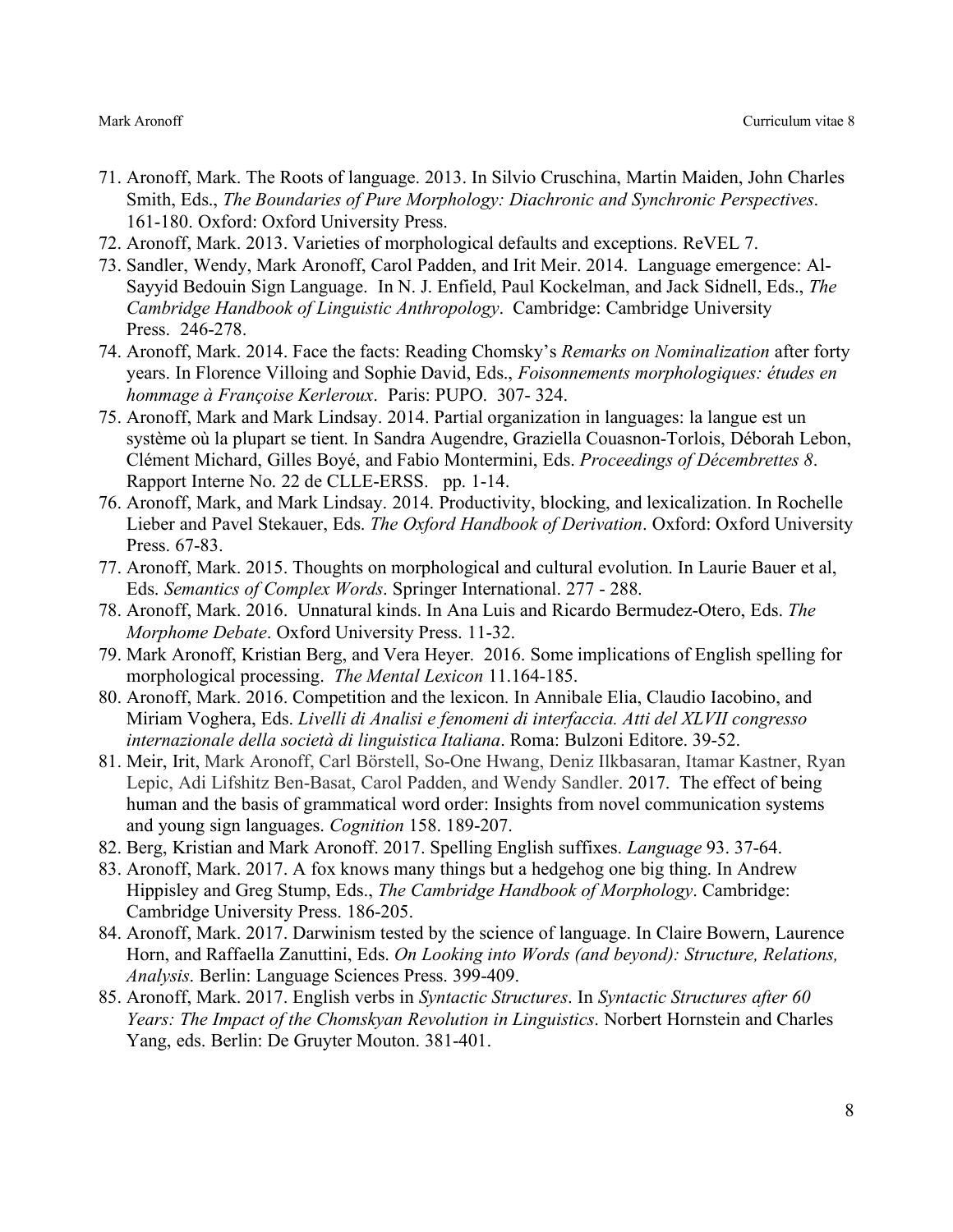71. Aronoff, Mark. The Roots of language. 2013. In Silvio Cruschina, Martin Maiden, John Charles Smith, Eds., *The Boundaries of Pure Morphology: Diachronic and Synchronic Perspectives*. 161-180. Oxford: Oxford University Press.
72. Aronoff, Mark. 2013. Varieties of morphological defaults and exceptions. ReVEL 7.
73. Sandler, Wendy, Mark Aronoff, Carol Padden, and Irit Meir. 2014. Language emergence: Al-Sayyid Bedouin Sign Language. In N. J. Enfield, Paul Kockelman, and Jack Sidnell, Eds., *The Cambridge Handbook of Linguistic Anthropology*. Cambridge: Cambridge University Press. 246-278.
74. Aronoff, Mark. 2014. Face the facts: Reading Chomsky's *Remarks on Nominalization* after forty years. In Florence Villoing and Sophie David, Eds., *Foisonnements morphologiques: études en hommage à Françoise Kerleroux*. Paris: PUPO. 307- 324.
75. Aronoff, Mark and Mark Lindsay. 2014. Partial organization in languages: la langue est un système où la plupart se tient. In Sandra Augendre, Graziella Couasnon-Torlois, Déborah Lebon, Clément Michard, Gilles Boyé, and Fabio Montermini, Eds. *Proceedings of Décembrettes 8*. Rapport Interne No. 22 de CLLE-ERSS. pp. 1-14.
76. Aronoff, Mark, and Mark Lindsay. 2014. Productivity, blocking, and lexicalization. In Rochelle Lieber and Pavel Stekauer, Eds. *The Oxford Handbook of Derivation*. Oxford: Oxford University Press. 67-83.
77. Aronoff, Mark. 2015. Thoughts on morphological and cultural evolution. In Laurie Bauer et al, Eds. *Semantics of Complex Words*. Springer International. 277 - 288.
78. Aronoff, Mark. 2016. Unnatural kinds. In Ana Luis and Ricardo Bermudez-Otero, Eds. *The Morphome Debate*. Oxford University Press. 11-32.
79. Mark Aronoff, Kristian Berg, and Vera Heyer. 2016. Some implications of English spelling for morphological processing. *The Mental Lexicon* 11.164-185.
80. Aronoff, Mark. 2016. Competition and the lexicon. In Annibale Elia, Claudio Iacobino, and Miriam Voghera, Eds. *Livelli di Analisi e fenomeni di interfaccia. Atti del XLVII congresso internazionale della società di linguistica Italiana*. Roma: Bulzoni Editore. 39-52.
81. Meir, Irit, Mark Aronoff, Carl Börstell, So-One Hwang, Deniz Ilkbasaran, Itamar Kastner, Ryan Lepic, Adi Lifshitz Ben-Basat, Carol Padden, and Wendy Sandler. 2017. The effect of being human and the basis of grammatical word order: Insights from novel communication systems and young sign languages. *Cognition* 158. 189-207.
82. Berg, Kristian and Mark Aronoff. 2017. Spelling English suffixes. *Language* 93. 37-64.
83. Aronoff, Mark. 2017. A fox knows many things but a hedgehog one big thing. In Andrew Hippisley and Greg Stump, Eds., *The Cambridge Handbook of Morphology*. Cambridge: Cambridge University Press. 186-205.
84. Aronoff, Mark. 2017. Darwinism tested by the science of language. In Claire Bowern, Laurence Horn, and Raffaella Zanuttini, Eds. *On Looking into Words (and beyond): Structure, Relations, Analysis*. Berlin: Language Sciences Press. 399-409.
85. Aronoff, Mark. 2017. English verbs in *Syntactic Structures*. In *Syntactic Structures after 60 Years: The Impact of the Chomskyan Revolution in Linguistics*. Norbert Hornstein and Charles Yang, eds. Berlin: De Gruyter Mouton. 381-401.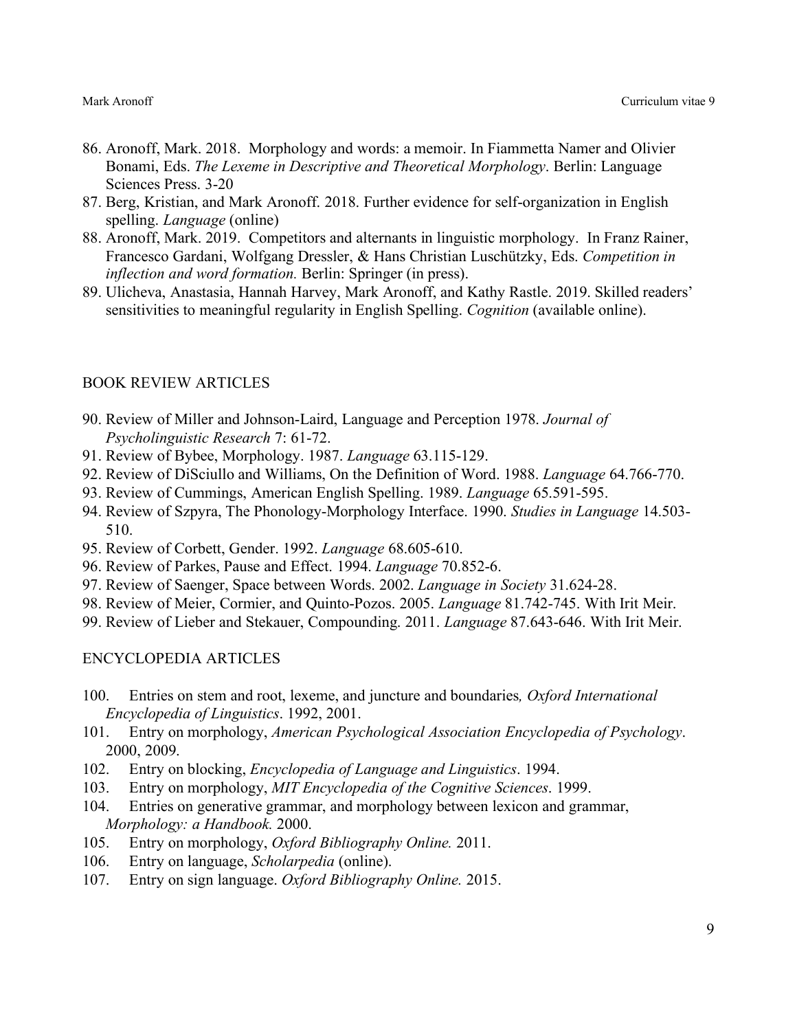86. Aronoff, Mark. 2018. Morphology and words: a memoir. In Fiammetta Namer and Olivier Bonami, Eds. *The Lexeme in Descriptive and Theoretical Morphology*. Berlin: Language Sciences Press. 3-20
87. Berg, Kristian, and Mark Aronoff. 2018. Further evidence for self-organization in English spelling. *Language* (online)
88. Aronoff, Mark. 2019. Competitors and alternants in linguistic morphology. In Franz Rainer, Francesco Gardani, Wolfgang Dressler, & Hans Christian Luschützky, Eds. *Competition in inflection and word formation.* Berlin: Springer (in press).
89. Ulicheva, Anastasia, Hannah Harvey, Mark Aronoff, and Kathy Rastle. 2019. Skilled readers' sensitivities to meaningful regularity in English Spelling. *Cognition* (available online).

## BOOK REVIEW ARTICLES

90. Review of Miller and Johnson-Laird, Language and Perception 1978. *Journal of Psycholinguistic Research* 7: 61-72.
91. Review of Bybee, Morphology. 1987. *Language* 63.115-129.
92. Review of DiSciullo and Williams, On the Definition of Word. 1988. *Language* 64.766-770.
93. Review of Cummings, American English Spelling. 1989. *Language* 65.591-595.
94. Review of Szpyra, The Phonology-Morphology Interface. 1990. *Studies in Language* 14.503-510.
95. Review of Corbett, Gender. 1992. *Language* 68.605-610.
96. Review of Parkes, Pause and Effect. 1994. *Language* 70.852-6.
97. Review of Saenger, Space between Words. 2002. *Language in Society* 31.624-28.
98. Review of Meier, Cormier, and Quinto-Pozos. 2005. *Language* 81.742-745. With Irit Meir.
99. Review of Lieber and Stekauer, Compounding. 2011. *Language* 87.643-646. With Irit Meir.

## ENCYCLOPEDIA ARTICLES

100. Entries on stem and root, lexeme, and juncture and boundaries*, Oxford International Encyclopedia of Linguistics*. 1992, 2001.
101. Entry on morphology, *American Psychological Association Encyclopedia of Psychology*. 2000, 2009.
102. Entry on blocking, *Encyclopedia of Language and Linguistics*. 1994.
103. Entry on morphology, *MIT Encyclopedia of the Cognitive Sciences*. 1999.
104. Entries on generative grammar, and morphology between lexicon and grammar, *Morphology: a Handbook.* 2000.
105. Entry on morphology, *Oxford Bibliography Online.* 2011.
106. Entry on language, *Scholarpedia* (online).
107. Entry on sign language. *Oxford Bibliography Online.* 2015.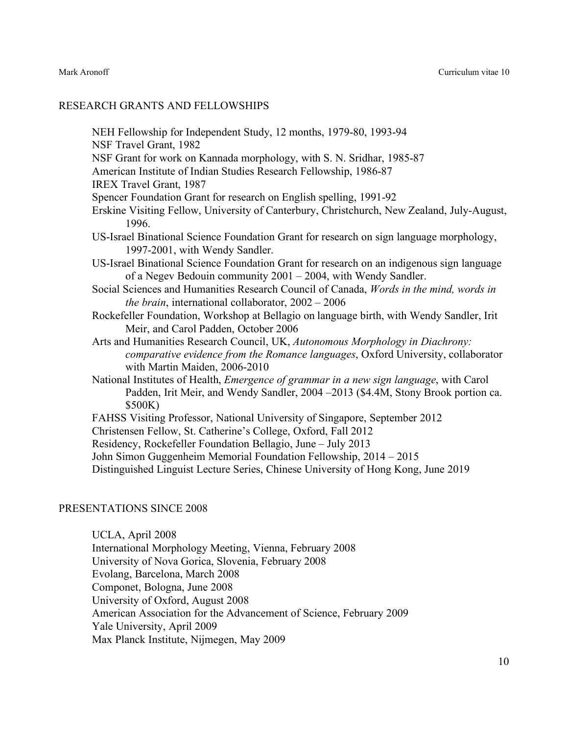## RESEARCH GRANTS AND FELLOWSHIPS

NEH Fellowship for Independent Study, 12 months, 1979-80, 1993-94
NSF Travel Grant, 1982
NSF Grant for work on Kannada morphology, with S. N. Sridhar, 1985-87
American Institute of Indian Studies Research Fellowship, 1986-87
IREX Travel Grant, 1987
Spencer Foundation Grant for research on English spelling, 1991-92
Erskine Visiting Fellow, University of Canterbury, Christchurch, New Zealand, July-August, 1996.
US-Israel Binational Science Foundation Grant for research on sign language morphology, 1997-2001, with Wendy Sandler.
US-Israel Binational Science Foundation Grant for research on an indigenous sign language of a Negev Bedouin community 2001 – 2004, with Wendy Sandler.
Social Sciences and Humanities Research Council of Canada, *Words in the mind, words in the brain*, international collaborator, 2002 – 2006
Rockefeller Foundation, Workshop at Bellagio on language birth, with Wendy Sandler, Irit Meir, and Carol Padden, October 2006
Arts and Humanities Research Council, UK, *Autonomous Morphology in Diachrony: comparative evidence from the Romance languages*, Oxford University, collaborator with Martin Maiden, 2006-2010
National Institutes of Health, *Emergence of grammar in a new sign language*, with Carol Padden, Irit Meir, and Wendy Sandler, 2004 –2013 ($4.4M, Stony Brook portion ca. $500K)
FAHSS Visiting Professor, National University of Singapore, September 2012
Christensen Fellow, St. Catherine's College, Oxford, Fall 2012
Residency, Rockefeller Foundation Bellagio, June – July 2013
John Simon Guggenheim Memorial Foundation Fellowship, 2014 – 2015
Distinguished Linguist Lecture Series, Chinese University of Hong Kong, June 2019

## PRESENTATIONS SINCE 2008

UCLA, April 2008
International Morphology Meeting, Vienna, February 2008
University of Nova Gorica, Slovenia, February 2008
Evolang, Barcelona, March 2008
Componet, Bologna, June 2008
University of Oxford, August 2008
American Association for the Advancement of Science, February 2009
Yale University, April 2009
Max Planck Institute, Nijmegen, May 2009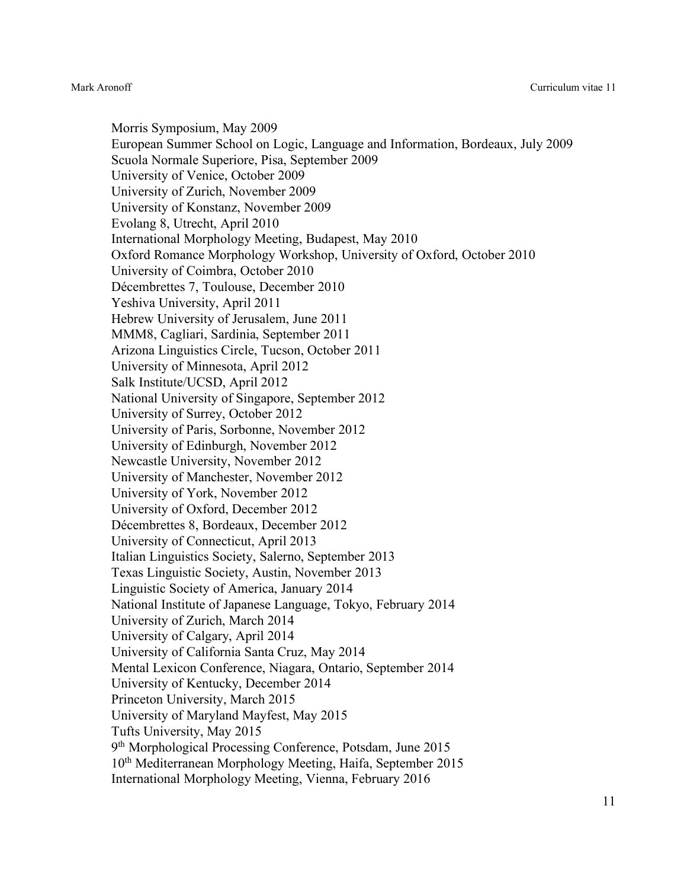Morris Symposium, May 2009
European Summer School on Logic, Language and Information, Bordeaux, July 2009
Scuola Normale Superiore, Pisa, September 2009
University of Venice, October 2009
University of Zurich, November 2009
University of Konstanz, November 2009
Evolang 8, Utrecht, April 2010
International Morphology Meeting, Budapest, May 2010
Oxford Romance Morphology Workshop, University of Oxford, October 2010
University of Coimbra, October 2010
Décembrettes 7, Toulouse, December 2010
Yeshiva University, April 2011
Hebrew University of Jerusalem, June 2011
MMM8, Cagliari, Sardinia, September 2011
Arizona Linguistics Circle, Tucson, October 2011
University of Minnesota, April 2012
Salk Institute/UCSD, April 2012
National University of Singapore, September 2012
University of Surrey, October 2012
University of Paris, Sorbonne, November 2012
University of Edinburgh, November 2012
Newcastle University, November 2012
University of Manchester, November 2012
University of York, November 2012
University of Oxford, December 2012
Décembrettes 8, Bordeaux, December 2012
University of Connecticut, April 2013
Italian Linguistics Society, Salerno, September 2013
Texas Linguistic Society, Austin, November 2013
Linguistic Society of America, January 2014
National Institute of Japanese Language, Tokyo, February 2014
University of Zurich, March 2014
University of Calgary, April 2014
University of California Santa Cruz, May 2014
Mental Lexicon Conference, Niagara, Ontario, September 2014
University of Kentucky, December 2014
Princeton University, March 2015
University of Maryland Mayfest, May 2015
Tufts University, May 2015
9th Morphological Processing Conference, Potsdam, June 2015
10th Mediterranean Morphology Meeting, Haifa, September 2015
International Morphology Meeting, Vienna, February 2016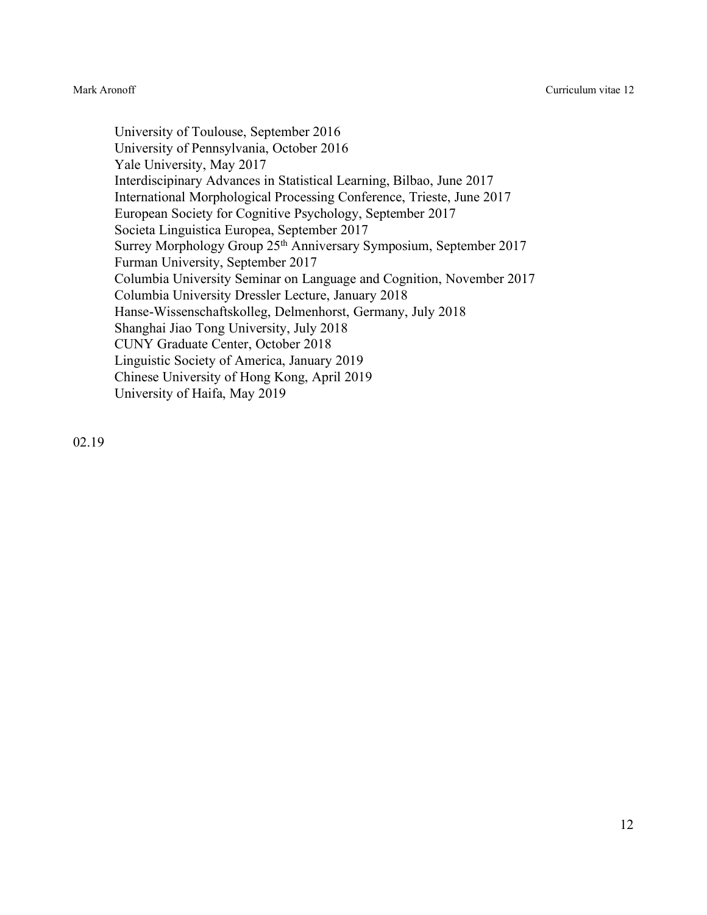University of Toulouse, September 2016
University of Pennsylvania, October 2016
Yale University, May 2017
Interdiscipinary Advances in Statistical Learning, Bilbao, June 2017
International Morphological Processing Conference, Trieste, June 2017
European Society for Cognitive Psychology, September 2017
Societa Linguistica Europea, September 2017
Surrey Morphology Group 25th Anniversary Symposium, September 2017
Furman University, September 2017
Columbia University Seminar on Language and Cognition, November 2017
Columbia University Dressler Lecture, January 2018
Hanse-Wissenschaftskolleg, Delmenhorst, Germany, July 2018
Shanghai Jiao Tong University, July 2018
CUNY Graduate Center, October 2018
Linguistic Society of America, January 2019
Chinese University of Hong Kong, April 2019
University of Haifa, May 2019

02.19